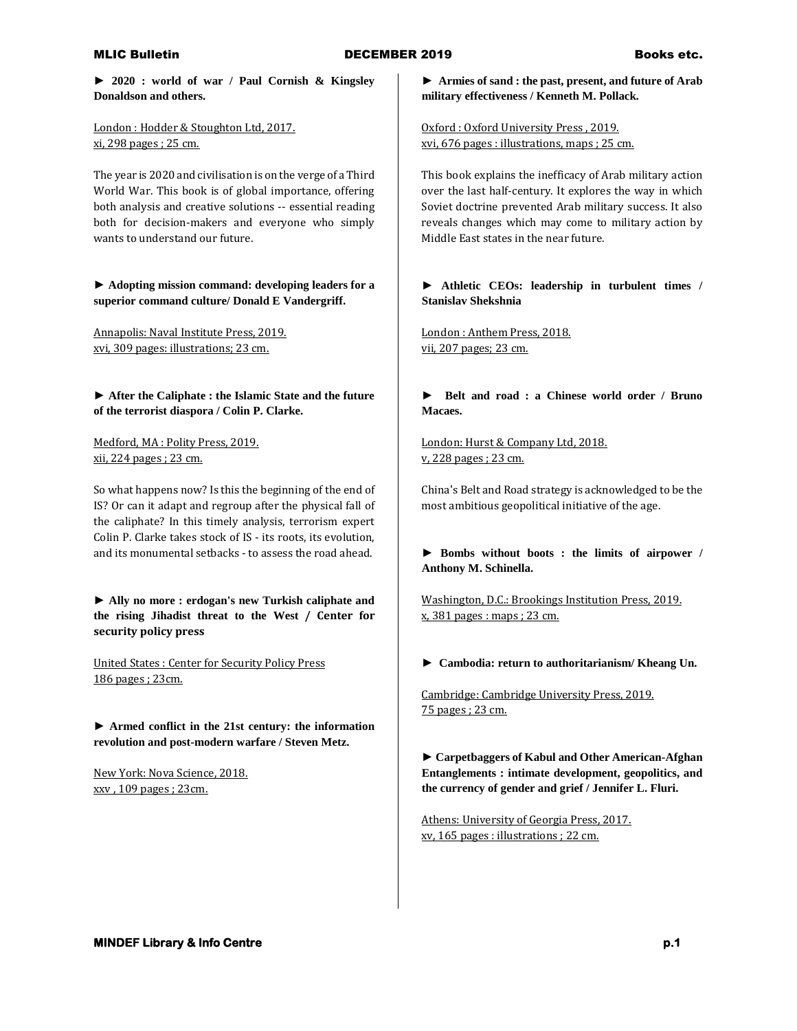**► 2020 : world of war / Paul Cornish & Kingsley Donaldson and others.**

London : Hodder & Stoughton Ltd, 2017.
xi, 298 pages ; 25 cm.

The year is 2020 and civilisation is on the verge of a Third World War. This book is of global importance, offering both analysis and creative solutions -- essential reading both for decision-makers and everyone who simply wants to understand our future.

**► Adopting mission command: developing leaders for a superior command culture/ Donald E Vandergriff.**

Annapolis: Naval Institute Press, 2019.
xvi, 309 pages: illustrations; 23 cm.

**► After the Caliphate : the Islamic State and the future of the terrorist diaspora / Colin P. Clarke.**

Medford, MA : Polity Press, 2019.
xii, 224 pages ; 23 cm.

So what happens now? Is this the beginning of the end of IS? Or can it adapt and regroup after the physical fall of the caliphate? In this timely analysis, terrorism expert Colin P. Clarke takes stock of IS - its roots, its evolution, and its monumental setbacks - to assess the road ahead.

**► Ally no more : erdogan's new Turkish caliphate and the rising Jihadist threat to the West / Center for security policy press**

United States : Center for Security Policy Press
186 pages ; 23cm.

**► Armed conflict in the 21st century: the information revolution and post-modern warfare / Steven Metz.**

New York: Nova Science, 2018.
xxv , 109 pages ; 23cm.

**► Armies of sand : the past, present, and future of Arab military effectiveness / Kenneth M. Pollack.**

Oxford : Oxford University Press , 2019.
xvi, 676 pages : illustrations, maps ; 25 cm.

This book explains the inefficacy of Arab military action over the last half-century. It explores the way in which Soviet doctrine prevented Arab military success. It also reveals changes which may come to military action by Middle East states in the near future.

**► Athletic CEOs: leadership in turbulent times / Stanislav Shekshnia**

London : Anthem Press, 2018.
vii, 207 pages; 23 cm.

**► Belt and road : a Chinese world order / Bruno Macaes.**

London: Hurst & Company Ltd, 2018.
v, 228 pages ; 23 cm.

China's Belt and Road strategy is acknowledged to be the most ambitious geopolitical initiative of the age.

**► Bombs without boots : the limits of airpower / Anthony M. Schinella.**

Washington, D.C.: Brookings Institution Press, 2019.
x, 381 pages : maps ; 23 cm.

**► Cambodia: return to authoritarianism/ Kheang Un.**

Cambridge: Cambridge University Press, 2019.
75 pages ; 23 cm.

**► Carpetbaggers of Kabul and Other American-Afghan Entanglements : intimate development, geopolitics, and the currency of gender and grief / Jennifer L. Fluri.**

Athens: University of Georgia Press, 2017.
xv, 165 pages : illustrations ; 22 cm.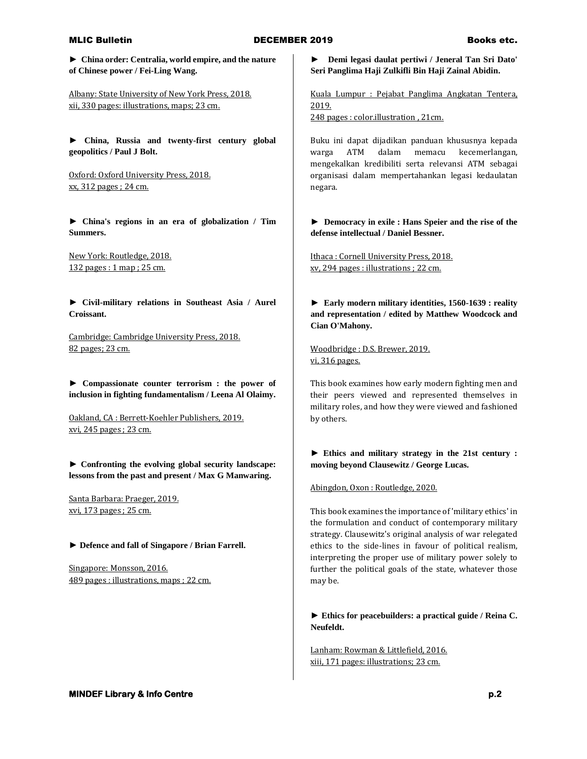► **China order: Centralia, world empire, and the nature of Chinese power / Fei-Ling Wang.**

Albany: State University of New York Press, 2018.
xii, 330 pages: illustrations, maps; 23 cm.

► **China, Russia and twenty-first century global geopolitics / Paul J Bolt.**

Oxford: Oxford University Press, 2018.
xx, 312 pages ; 24 cm.

► **China's regions in an era of globalization / Tim Summers.**

New York: Routledge, 2018.
132 pages : 1 map ; 25 cm.

► **Civil-military relations in Southeast Asia / Aurel Croissant.**

Cambridge: Cambridge University Press, 2018.
82 pages; 23 cm.

► **Compassionate counter terrorism : the power of inclusion in fighting fundamentalism / Leena Al Olaimy.**

Oakland, CA : Berrett-Koehler Publishers, 2019.
xvi, 245 pages ; 23 cm.

► **Confronting the evolving global security landscape: lessons from the past and present / Max G Manwaring.**

Santa Barbara: Praeger, 2019.
xvi, 173 pages ; 25 cm.

► **Defence and fall of Singapore / Brian Farrell.**

Singapore: Monsson, 2016.
489 pages : illustrations, maps ; 22 cm.

► **Demi legasi daulat pertiwi / Jeneral Tan Sri Dato' Seri Panglima Haji Zulkifli Bin Haji Zainal Abidin.**

Kuala Lumpur : Pejabat Panglima Angkatan Tentera, 2019.
248 pages : color.illustration , 21cm.

Buku ini dapat dijadikan panduan khususnya kepada warga ATM dalam memacu kecemerlangan, mengekalkan kredibiliti serta relevansi ATM sebagai organisasi dalam mempertahankan legasi kedaulatan negara.

► **Democracy in exile : Hans Speier and the rise of the defense intellectual / Daniel Bessner.**

Ithaca : Cornell University Press, 2018.
xv, 294 pages : illustrations ; 22 cm.

► **Early modern military identities, 1560-1639 : reality and representation / edited by Matthew Woodcock and Cian O'Mahony.**

Woodbridge : D.S. Brewer, 2019.
vi, 316 pages.

This book examines how early modern fighting men and their peers viewed and represented themselves in military roles, and how they were viewed and fashioned by others.

► **Ethics and military strategy in the 21st century : moving beyond Clausewitz / George Lucas.**

Abingdon, Oxon : Routledge, 2020.

This book examines the importance of 'military ethics' in the formulation and conduct of contemporary military strategy. Clausewitz's original analysis of war relegated ethics to the side-lines in favour of political realism, interpreting the proper use of military power solely to further the political goals of the state, whatever those may be.

► **Ethics for peacebuilders: a practical guide / Reina C. Neufeldt.**

Lanham: Rowman & Littlefield, 2016.
xiii, 171 pages: illustrations; 23 cm.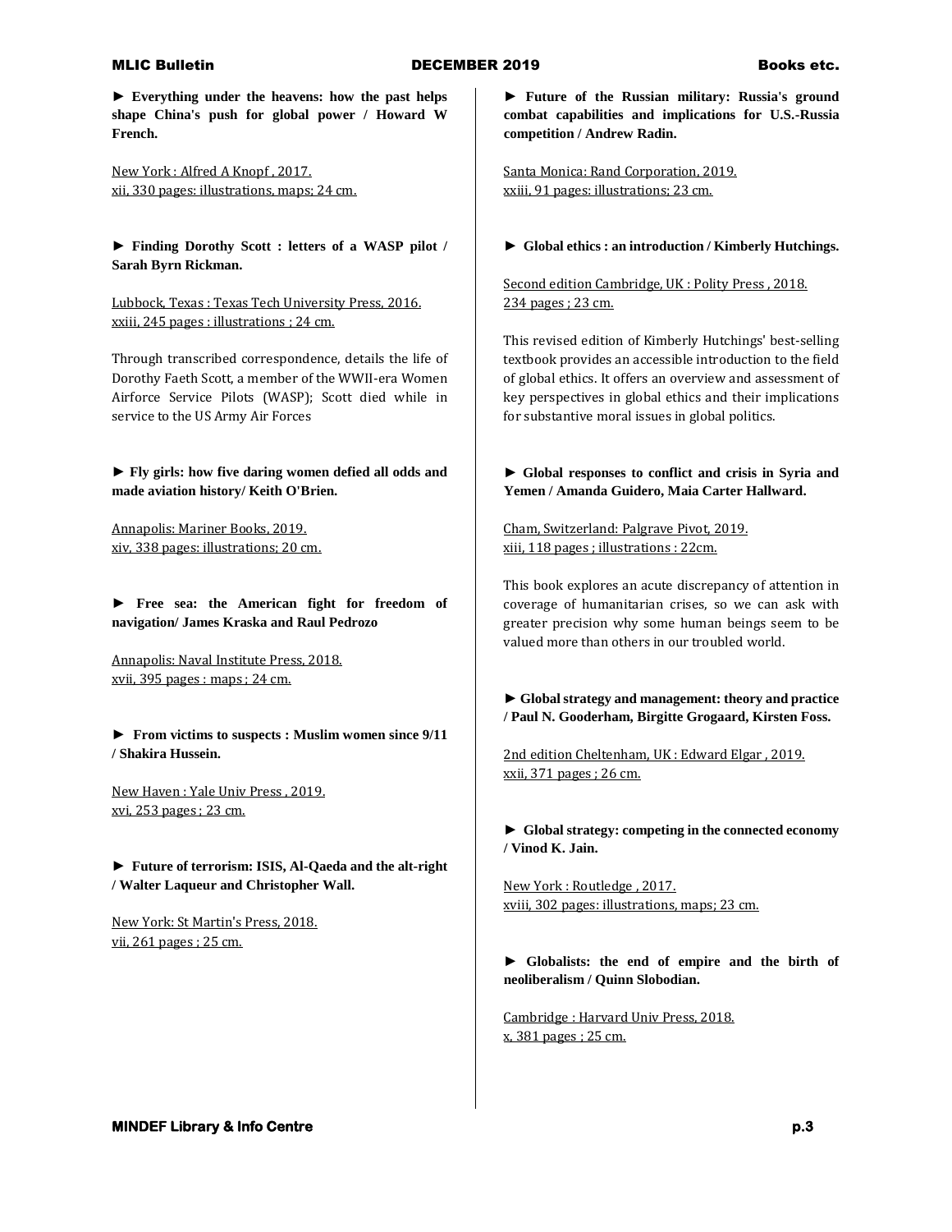► **Everything under the heavens: how the past helps shape China's push for global power / Howard W French.**

New York : Alfred A Knopf , 2017.
xii, 330 pages: illustrations, maps; 24 cm.

► **Finding Dorothy Scott : letters of a WASP pilot / Sarah Byrn Rickman.**

Lubbock, Texas : Texas Tech University Press, 2016.
xxiii, 245 pages : illustrations ; 24 cm.

Through transcribed correspondence, details the life of Dorothy Faeth Scott, a member of the WWII-era Women Airforce Service Pilots (WASP); Scott died while in service to the US Army Air Forces

► **Fly girls: how five daring women defied all odds and made aviation history/ Keith O'Brien.**

Annapolis: Mariner Books, 2019.
xiv, 338 pages: illustrations; 20 cm.

► **Free sea: the American fight for freedom of navigation/ James Kraska and Raul Pedrozo**

Annapolis: Naval Institute Press, 2018.
xvii, 395 pages : maps ; 24 cm.

► **From victims to suspects : Muslim women since 9/11 / Shakira Hussein.**

New Haven : Yale Univ Press , 2019.
xvi, 253 pages ; 23 cm.

► **Future of terrorism: ISIS, Al-Qaeda and the alt-right / Walter Laqueur and Christopher Wall.**

New York: St Martin's Press, 2018.
vii, 261 pages ; 25 cm.

► **Future of the Russian military: Russia's ground combat capabilities and implications for U.S.-Russia competition / Andrew Radin.**

Santa Monica: Rand Corporation, 2019.
xxiii, 91 pages: illustrations; 23 cm.

► **Global ethics : an introduction / Kimberly Hutchings.**

Second edition Cambridge, UK : Polity Press , 2018.
234 pages ; 23 cm.

This revised edition of Kimberly Hutchings' best-selling textbook provides an accessible introduction to the field of global ethics. It offers an overview and assessment of key perspectives in global ethics and their implications for substantive moral issues in global politics.

► **Global responses to conflict and crisis in Syria and Yemen / Amanda Guidero, Maia Carter Hallward.**

Cham, Switzerland: Palgrave Pivot, 2019.
xiii, 118 pages ; illustrations : 22cm.

This book explores an acute discrepancy of attention in coverage of humanitarian crises, so we can ask with greater precision why some human beings seem to be valued more than others in our troubled world.

► **Global strategy and management: theory and practice / Paul N. Gooderham, Birgitte Grogaard, Kirsten Foss.**

2nd edition Cheltenham, UK : Edward Elgar , 2019.
xxii, 371 pages ; 26 cm.

► **Global strategy: competing in the connected economy / Vinod K. Jain.**

New York : Routledge , 2017.
xviii, 302 pages: illustrations, maps; 23 cm.

► **Globalists: the end of empire and the birth of neoliberalism / Quinn Slobodian.**

Cambridge : Harvard Univ Press, 2018.
x, 381 pages ; 25 cm.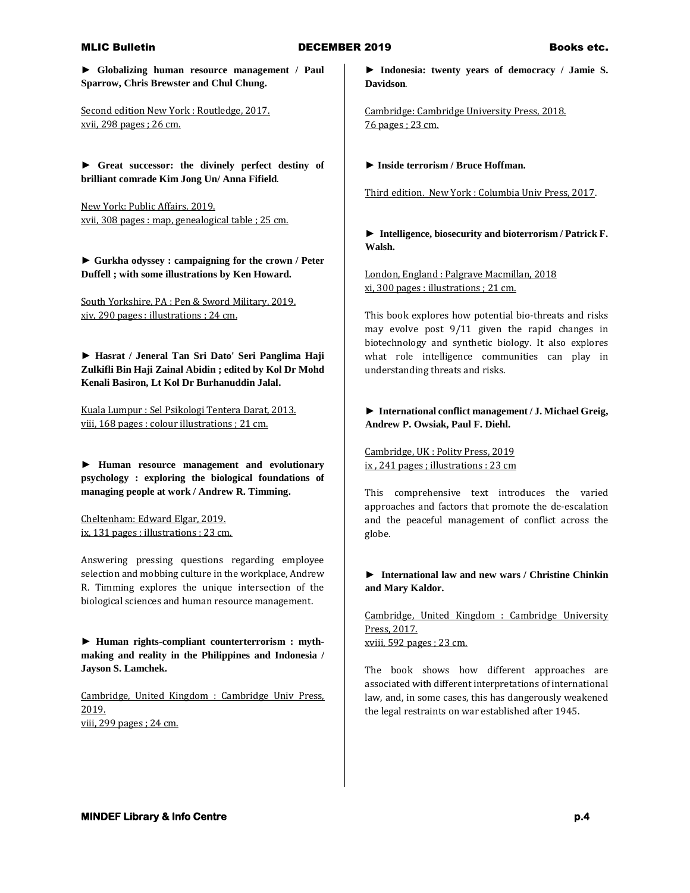► **Globalizing human resource management / Paul Sparrow, Chris Brewster and Chul Chung.**

Second edition New York : Routledge, 2017.
xvii, 298 pages ; 26 cm.

► **Great successor: the divinely perfect destiny of brilliant comrade Kim Jong Un/ Anna Fifield**.

New York: Public Affairs, 2019.
xvii, 308 pages : map, genealogical table ; 25 cm.

► **Gurkha odyssey : campaigning for the crown / Peter Duffell ; with some illustrations by Ken Howard.**

South Yorkshire, PA : Pen & Sword Military, 2019.
xiv, 290 pages : illustrations ; 24 cm.

► **Hasrat / Jeneral Tan Sri Dato' Seri Panglima Haji Zulkifli Bin Haji Zainal Abidin ; edited by Kol Dr Mohd Kenali Basiron, Lt Kol Dr Burhanuddin Jalal.**

Kuala Lumpur : Sel Psikologi Tentera Darat, 2013.
viii, 168 pages : colour illustrations ; 21 cm.

► **Human resource management and evolutionary psychology : exploring the biological foundations of managing people at work / Andrew R. Timming.**

Cheltenham: Edward Elgar, 2019.
ix, 131 pages : illustrations ; 23 cm.

Answering pressing questions regarding employee selection and mobbing culture in the workplace, Andrew R. Timming explores the unique intersection of the biological sciences and human resource management.

► **Human rights-compliant counterterrorism : myth-making and reality in the Philippines and Indonesia / Jayson S. Lamchek.**

Cambridge, United Kingdom : Cambridge Univ Press, 2019.
viii, 299 pages ; 24 cm.

► **Indonesia: twenty years of democracy / Jamie S. Davidson**.

Cambridge: Cambridge University Press, 2018.
76 pages ; 23 cm.

► **Inside terrorism / Bruce Hoffman.**

Third edition. New York : Columbia Univ Press, 2017.

► **Intelligence, biosecurity and bioterrorism / Patrick F. Walsh.**

London, England : Palgrave Macmillan, 2018
xi, 300 pages : illustrations ; 21 cm.

This book explores how potential bio-threats and risks may evolve post 9/11 given the rapid changes in biotechnology and synthetic biology. It also explores what role intelligence communities can play in understanding threats and risks.

► **International conflict management / J. Michael Greig, Andrew P. Owsiak, Paul F. Diehl.**

Cambridge, UK : Polity Press, 2019
ix , 241 pages ; illustrations : 23 cm

This comprehensive text introduces the varied approaches and factors that promote the de-escalation and the peaceful management of conflict across the globe.

► **International law and new wars / Christine Chinkin and Mary Kaldor.**

Cambridge, United Kingdom : Cambridge University Press, 2017.
xviii, 592 pages ; 23 cm.

The book shows how different approaches are associated with different interpretations of international law, and, in some cases, this has dangerously weakened the legal restraints on war established after 1945.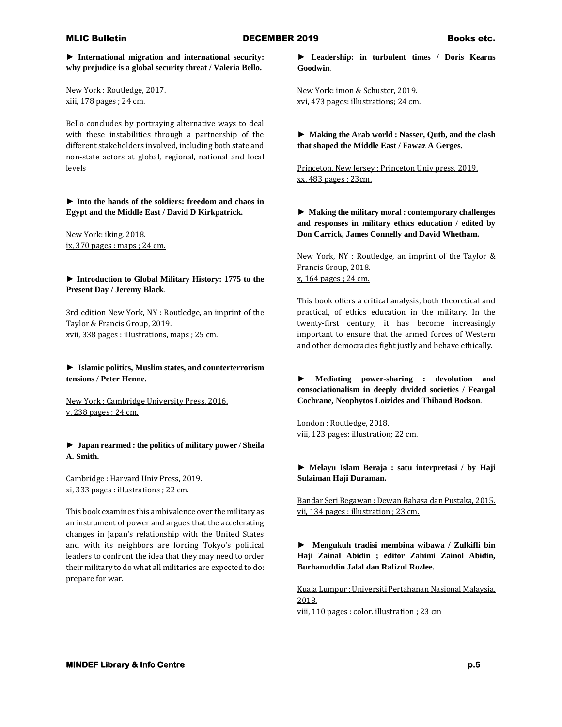► **International migration and international security: why prejudice is a global security threat / Valeria Bello.**

New York : Routledge, 2017.
xiii, 178 pages ; 24 cm.

Bello concludes by portraying alternative ways to deal with these instabilities through a partnership of the different stakeholders involved, including both state and non-state actors at global, regional, national and local levels

► **Into the hands of the soldiers: freedom and chaos in Egypt and the Middle East / David D Kirkpatrick.**

New York: iking, 2018.
ix, 370 pages : maps ; 24 cm.

► **Introduction to Global Military History: 1775 to the Present Day / Jeremy Black.**

3rd edition New York, NY : Routledge, an imprint of the Taylor & Francis Group, 2019.
xvii, 338 pages : illustrations, maps ; 25 cm.

► **Islamic politics, Muslim states, and counterterrorism tensions / Peter Henne.**

New York : Cambridge University Press, 2016.
v, 238 pages ; 24 cm.

► **Japan rearmed : the politics of military power / Sheila A. Smith.**

Cambridge : Harvard Univ Press, 2019.
xi, 333 pages : illustrations ; 22 cm.

This book examines this ambivalence over the military as an instrument of power and argues that the accelerating changes in Japan's relationship with the United States and with its neighbors are forcing Tokyo's political leaders to confront the idea that they may need to order their military to do what all militaries are expected to do: prepare for war.

► **Leadership: in turbulent times / Doris Kearns Goodwin.**

New York: imon & Schuster, 2019.
xvi, 473 pages: illustrations; 24 cm.

► **Making the Arab world : Nasser, Qutb, and the clash that shaped the Middle East / Fawaz A Gerges.**

Princeton, New Jersey : Princeton Univ press, 2019.
xx, 483 pages ; 23cm.

► **Making the military moral : contemporary challenges and responses in military ethics education / edited by Don Carrick, James Connelly and David Whetham.**

New York, NY : Routledge, an imprint of the Taylor & Francis Group, 2018.
x, 164 pages ; 24 cm.

This book offers a critical analysis, both theoretical and practical, of ethics education in the military. In the twenty-first century, it has become increasingly important to ensure that the armed forces of Western and other democracies fight justly and behave ethically.

► **Mediating power-sharing : devolution and consociationalism in deeply divided societies / Feargal Cochrane, Neophytos Loizides and Thibaud Bodson.**

London : Routledge, 2018.
viii, 123 pages: illustration; 22 cm.

► **Melayu Islam Beraja : satu interpretasi / by Haji Sulaiman Haji Duraman.**

Bandar Seri Begawan : Dewan Bahasa dan Pustaka, 2015.
vii, 134 pages : illustration ; 23 cm.

► **Mengukuh tradisi membina wibawa / Zulkifli bin Haji Zainal Abidin ; editor Zahimi Zainol Abidin, Burhanuddin Jalal dan Rafizul Rozlee.**

Kuala Lumpur : Universiti Pertahanan Nasional Malaysia, 2018.
viii, 110 pages : color. illustration ; 23 cm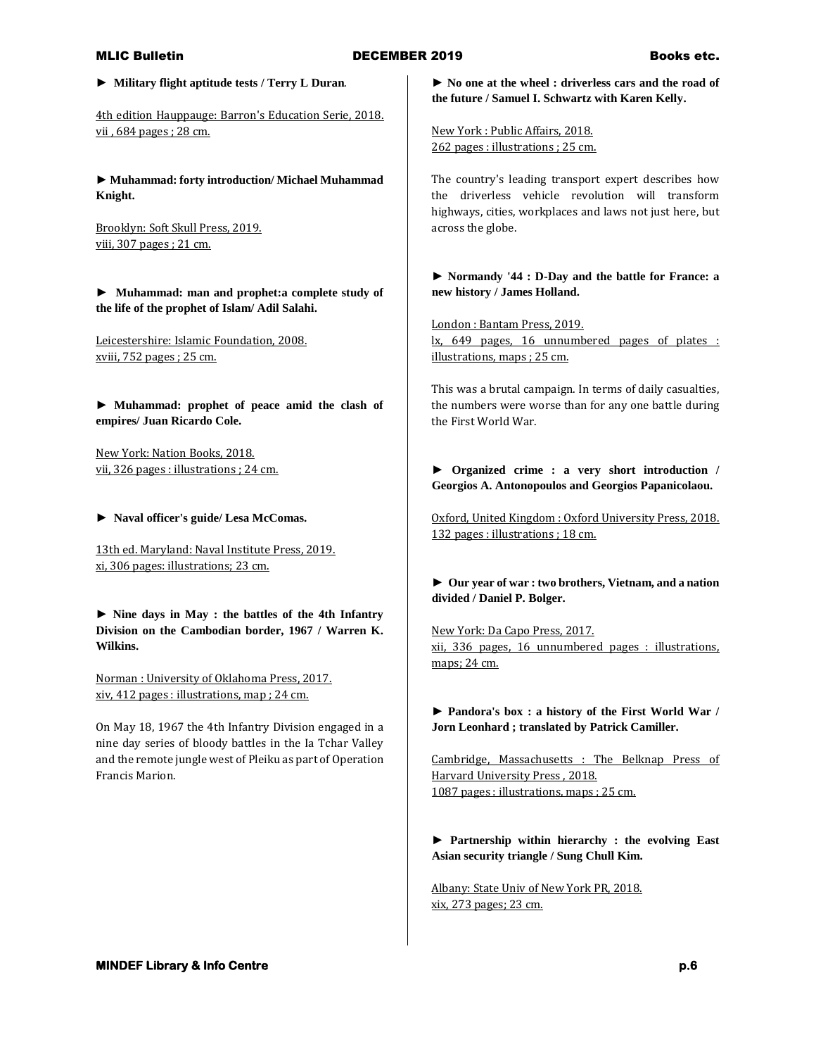► **Military flight aptitude tests / Terry L Duran**.

4th edition Hauppauge: Barron's Education Serie, 2018.
vii , 684 pages ; 28 cm.

► **Muhammad: forty introduction/ Michael Muhammad Knight.**

Brooklyn: Soft Skull Press, 2019.
viii, 307 pages ; 21 cm.

► **Muhammad: man and prophet:a complete study of the life of the prophet of Islam/ Adil Salahi.**

Leicestershire: Islamic Foundation, 2008.
xviii, 752 pages ; 25 cm.

► **Muhammad: prophet of peace amid the clash of empires/ Juan Ricardo Cole.**

New York: Nation Books, 2018.
vii, 326 pages : illustrations ; 24 cm.

► **Naval officer's guide/ Lesa McComas.**

13th ed. Maryland: Naval Institute Press, 2019.
xi, 306 pages: illustrations; 23 cm.

► **Nine days in May : the battles of the 4th Infantry Division on the Cambodian border, 1967 / Warren K. Wilkins.**

Norman : University of Oklahoma Press, 2017.
xiv, 412 pages : illustrations, map ; 24 cm.

On May 18, 1967 the 4th Infantry Division engaged in a nine day series of bloody battles in the Ia Tchar Valley and the remote jungle west of Pleiku as part of Operation Francis Marion.

► **No one at the wheel : driverless cars and the road of the future / Samuel I. Schwartz with Karen Kelly.**

New York : Public Affairs, 2018.
262 pages : illustrations ; 25 cm.

The country's leading transport expert describes how the driverless vehicle revolution will transform highways, cities, workplaces and laws not just here, but across the globe.

► **Normandy '44 : D-Day and the battle for France: a new history / James Holland.**

London : Bantam Press, 2019.
lx, 649 pages, 16 unnumbered pages of plates : illustrations, maps ; 25 cm.

This was a brutal campaign. In terms of daily casualties, the numbers were worse than for any one battle during the First World War.

► **Organized crime : a very short introduction / Georgios A. Antonopoulos and Georgios Papanicolaou.**

Oxford, United Kingdom : Oxford University Press, 2018.
132 pages : illustrations ; 18 cm.

► **Our year of war : two brothers, Vietnam, and a nation divided / Daniel P. Bolger.**

New York: Da Capo Press, 2017.
xii, 336 pages, 16 unnumbered pages : illustrations, maps; 24 cm.

► **Pandora's box : a history of the First World War / Jorn Leonhard ; translated by Patrick Camiller.**

Cambridge, Massachusetts : The Belknap Press of Harvard University Press , 2018.
1087 pages : illustrations, maps ; 25 cm.

► **Partnership within hierarchy : the evolving East Asian security triangle / Sung Chull Kim.**

Albany: State Univ of New York PR, 2018.
xix, 273 pages; 23 cm.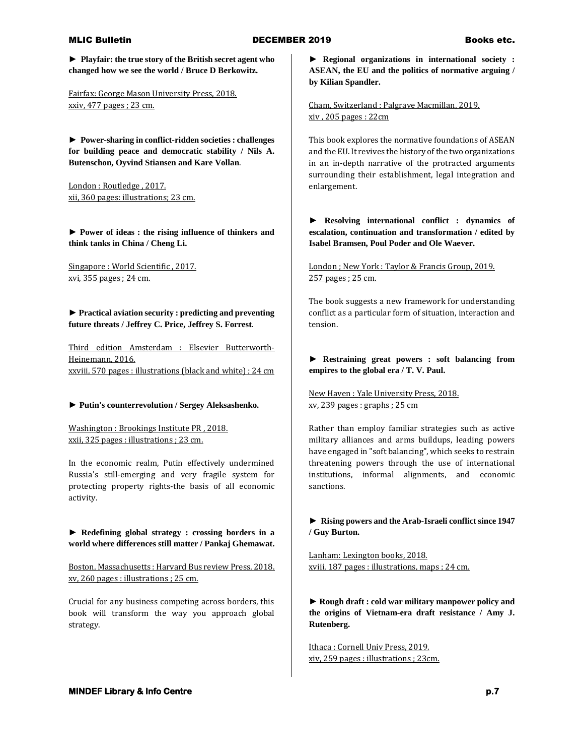► **Playfair: the true story of the British secret agent who changed how we see the world / Bruce D Berkowitz.**

Fairfax: George Mason University Press, 2018.
xxiv, 477 pages ; 23 cm.

► **Power-sharing in conflict-ridden societies : challenges for building peace and democratic stability / Nils A. Butenschon, Oyvind Stiansen and Kare Vollan**.

London : Routledge , 2017.
xii, 360 pages: illustrations; 23 cm.

► **Power of ideas : the rising influence of thinkers and think tanks in China / Cheng Li.**

Singapore : World Scientific , 2017.
xvi, 355 pages ; 24 cm.

► **Practical aviation security : predicting and preventing future threats / Jeffrey C. Price, Jeffrey S. Forrest**.

Third edition Amsterdam : Elsevier Butterworth-Heinemann, 2016.
xxviii, 570 pages : illustrations (black and white) ; 24 cm

► **Putin's counterrevolution / Sergey Aleksashenko.**

Washington : Brookings Institute PR , 2018.
xxii, 325 pages : illustrations ; 23 cm.

In the economic realm, Putin effectively undermined Russia's still-emerging and very fragile system for protecting property rights-the basis of all economic activity.

► **Redefining global strategy : crossing borders in a world where differences still matter / Pankaj Ghemawat.**

Boston, Massachusetts : Harvard Bus review Press, 2018.
xv, 260 pages : illustrations ; 25 cm.

Crucial for any business competing across borders, this book will transform the way you approach global strategy.

► **Regional organizations in international society : ASEAN, the EU and the politics of normative arguing / by Kilian Spandler.**

Cham, Switzerland : Palgrave Macmillan, 2019.
xiv , 205 pages : 22cm

This book explores the normative foundations of ASEAN and the EU. It revives the history of the two organizations in an in-depth narrative of the protracted arguments surrounding their establishment, legal integration and enlargement.

► **Resolving international conflict : dynamics of escalation, continuation and transformation / edited by Isabel Bramsen, Poul Poder and Ole Waever.**

London ; New York : Taylor & Francis Group, 2019.
257 pages ; 25 cm.

The book suggests a new framework for understanding conflict as a particular form of situation, interaction and tension.

► **Restraining great powers : soft balancing from empires to the global era / T. V. Paul.**

New Haven : Yale University Press, 2018.
xv, 239 pages : graphs ; 25 cm

Rather than employ familiar strategies such as active military alliances and arms buildups, leading powers have engaged in "soft balancing", which seeks to restrain threatening powers through the use of international institutions, informal alignments, and economic sanctions.

► **Rising powers and the Arab-Israeli conflict since 1947 / Guy Burton.**

Lanham: Lexington books, 2018.
xviii, 187 pages : illustrations, maps ; 24 cm.

► **Rough draft : cold war military manpower policy and the origins of Vietnam-era draft resistance / Amy J. Rutenberg.**

Ithaca : Cornell Univ Press, 2019.
xiv, 259 pages : illustrations ; 23cm.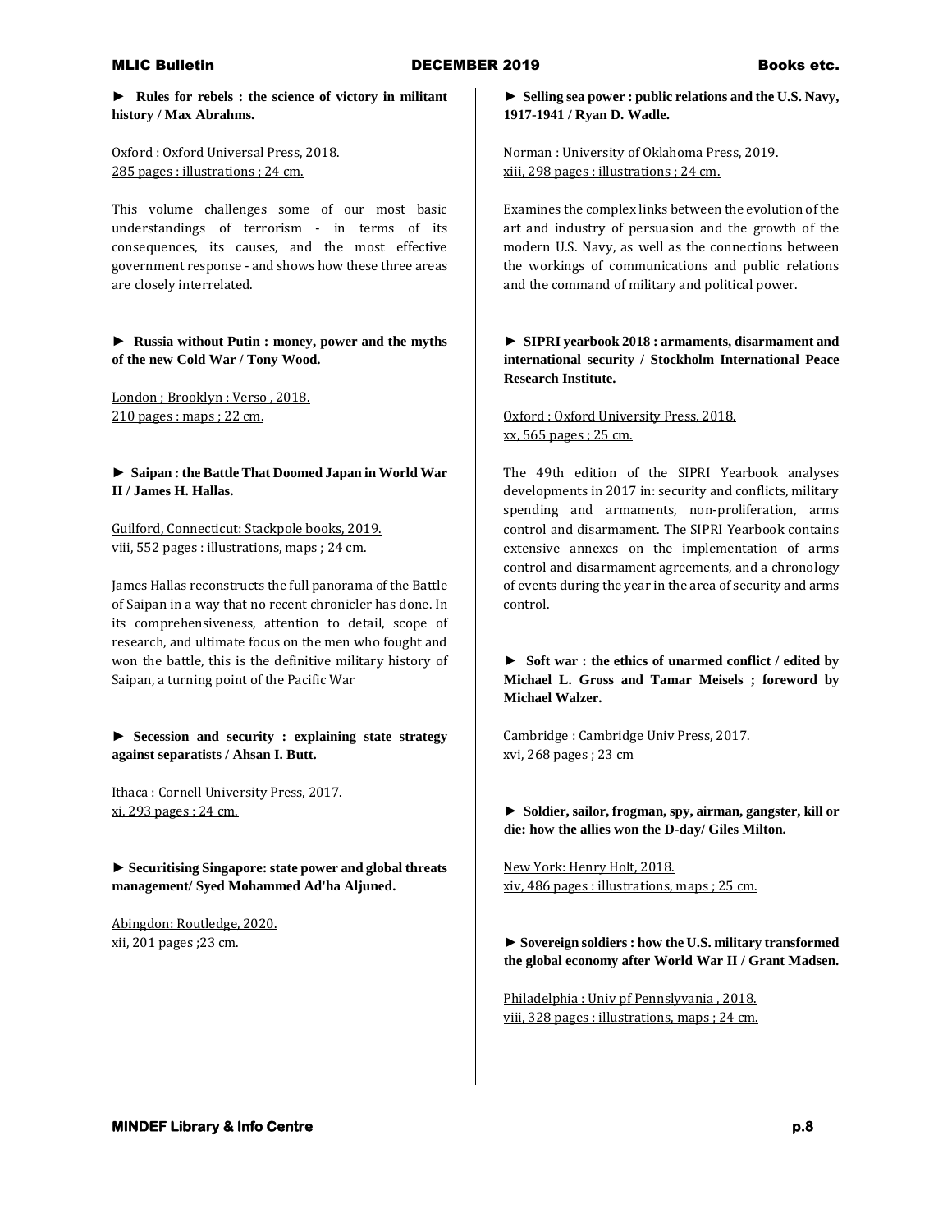► **Rules for rebels : the science of victory in militant history / Max Abrahms.**

Oxford : Oxford Universal Press, 2018.
285 pages : illustrations ; 24 cm.

This volume challenges some of our most basic understandings of terrorism - in terms of its consequences, its causes, and the most effective government response - and shows how these three areas are closely interrelated.

► **Russia without Putin : money, power and the myths of the new Cold War / Tony Wood.**

London ; Brooklyn : Verso , 2018.
210 pages : maps ; 22 cm.

► **Saipan : the Battle That Doomed Japan in World War II / James H. Hallas.**

Guilford, Connecticut: Stackpole books, 2019.
viii, 552 pages : illustrations, maps ; 24 cm.

James Hallas reconstructs the full panorama of the Battle of Saipan in a way that no recent chronicler has done. In its comprehensiveness, attention to detail, scope of research, and ultimate focus on the men who fought and won the battle, this is the definitive military history of Saipan, a turning point of the Pacific War

► **Secession and security : explaining state strategy against separatists / Ahsan I. Butt.**

Ithaca : Cornell University Press, 2017.
xi, 293 pages ; 24 cm.

► **Securitising Singapore: state power and global threats management/ Syed Mohammed Ad'ha Aljuned.**

Abingdon: Routledge, 2020.
xii, 201 pages ;23 cm.

► **Selling sea power : public relations and the U.S. Navy, 1917-1941 / Ryan D. Wadle.**

Norman : University of Oklahoma Press, 2019.
xiii, 298 pages : illustrations ; 24 cm.

Examines the complex links between the evolution of the art and industry of persuasion and the growth of the modern U.S. Navy, as well as the connections between the workings of communications and public relations and the command of military and political power.

► **SIPRI yearbook 2018 : armaments, disarmament and international security / Stockholm International Peace Research Institute.**

Oxford : Oxford University Press, 2018.
xx, 565 pages ; 25 cm.

The 49th edition of the SIPRI Yearbook analyses developments in 2017 in: security and conflicts, military spending and armaments, non-proliferation, arms control and disarmament. The SIPRI Yearbook contains extensive annexes on the implementation of arms control and disarmament agreements, and a chronology of events during the year in the area of security and arms control.

► **Soft war : the ethics of unarmed conflict / edited by Michael L. Gross and Tamar Meisels ; foreword by Michael Walzer.**

Cambridge : Cambridge Univ Press, 2017.
xvi, 268 pages ; 23 cm

► **Soldier, sailor, frogman, spy, airman, gangster, kill or die: how the allies won the D-day/ Giles Milton.**

New York: Henry Holt, 2018.
xiv, 486 pages : illustrations, maps ; 25 cm.

► **Sovereign soldiers : how the U.S. military transformed the global economy after World War II / Grant Madsen.**

Philadelphia : Univ pf Pennslyvania , 2018.
viii, 328 pages : illustrations, maps ; 24 cm.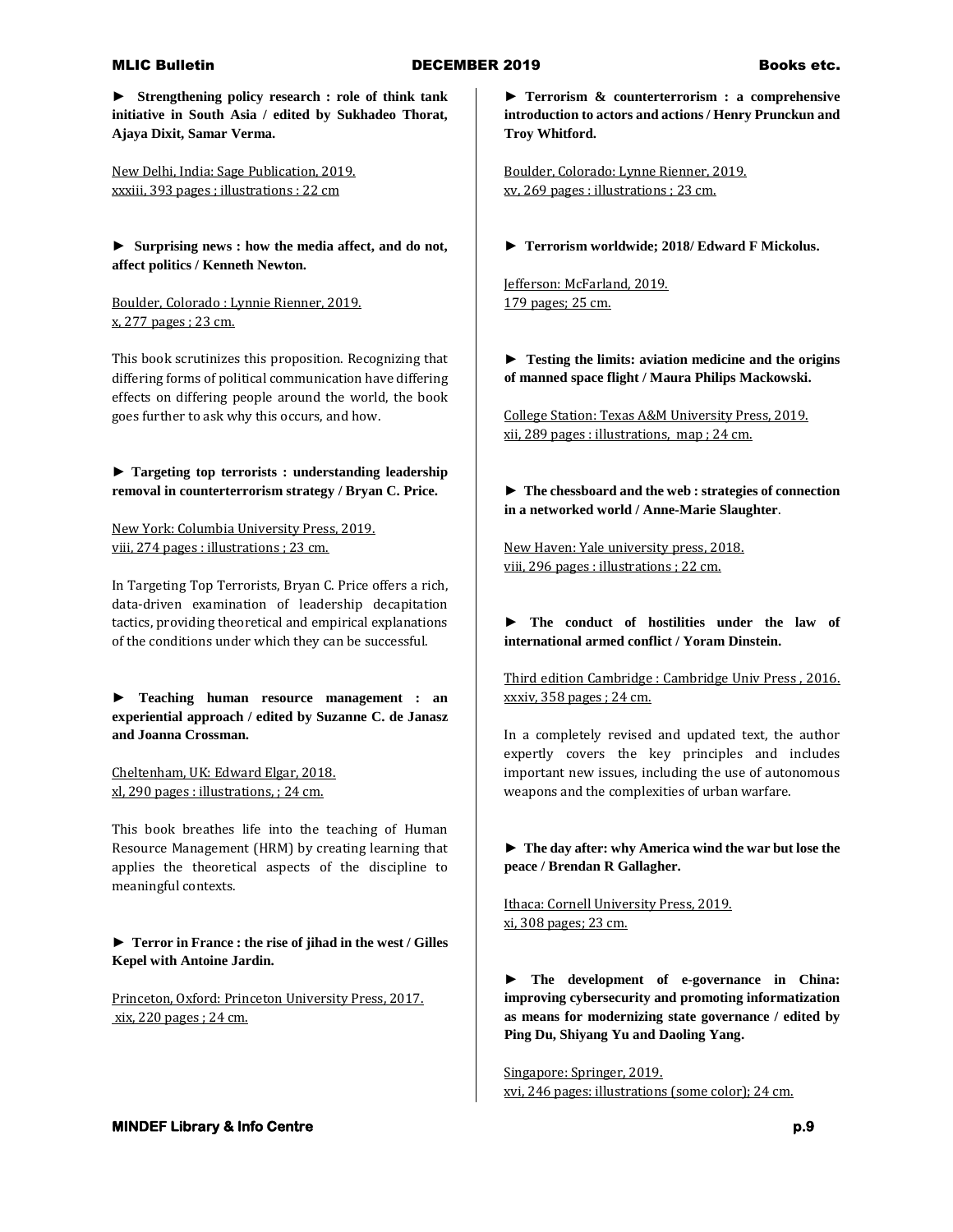► **Strengthening policy research : role of think tank initiative in South Asia / edited by Sukhadeo Thorat, Ajaya Dixit, Samar Verma.**

New Delhi, India: Sage Publication, 2019.
xxxiii, 393 pages ; illustrations : 22 cm

► **Surprising news : how the media affect, and do not, affect politics / Kenneth Newton.**

Boulder, Colorado : Lynnie Rienner, 2019.
x, 277 pages ; 23 cm.

This book scrutinizes this proposition. Recognizing that differing forms of political communication have differing effects on differing people around the world, the book goes further to ask why this occurs, and how.

► **Targeting top terrorists : understanding leadership removal in counterterrorism strategy / Bryan C. Price.**

New York: Columbia University Press, 2019.
viii, 274 pages : illustrations ; 23 cm.

In Targeting Top Terrorists, Bryan C. Price offers a rich, data-driven examination of leadership decapitation tactics, providing theoretical and empirical explanations of the conditions under which they can be successful.

► **Teaching human resource management : an experiential approach / edited by Suzanne C. de Janasz and Joanna Crossman.**

Cheltenham, UK: Edward Elgar, 2018.
xl, 290 pages : illustrations, ; 24 cm.

This book breathes life into the teaching of Human Resource Management (HRM) by creating learning that applies the theoretical aspects of the discipline to meaningful contexts.

► **Terror in France : the rise of jihad in the west / Gilles Kepel with Antoine Jardin.**

Princeton, Oxford: Princeton University Press, 2017.
xix, 220 pages ; 24 cm.

► **Terrorism & counterterrorism : a comprehensive introduction to actors and actions / Henry Prunckun and Troy Whitford.**

Boulder, Colorado: Lynne Rienner, 2019.
xv, 269 pages : illustrations ; 23 cm.

► **Terrorism worldwide; 2018/ Edward F Mickolus.**

Jefferson: McFarland, 2019.
179 pages; 25 cm.

► **Testing the limits: aviation medicine and the origins of manned space flight / Maura Philips Mackowski.**

College Station: Texas A&M University Press, 2019.
xii, 289 pages : illustrations, map ; 24 cm.

► **The chessboard and the web : strategies of connection in a networked world / Anne-Marie Slaughter**.

New Haven: Yale university press, 2018.
viii, 296 pages : illustrations ; 22 cm.

► **The conduct of hostilities under the law of international armed conflict / Yoram Dinstein.**

Third edition Cambridge : Cambridge Univ Press , 2016.
xxxiv, 358 pages ; 24 cm.

In a completely revised and updated text, the author expertly covers the key principles and includes important new issues, including the use of autonomous weapons and the complexities of urban warfare.

► **The day after: why America wind the war but lose the peace / Brendan R Gallagher.**

Ithaca: Cornell University Press, 2019.
xi, 308 pages; 23 cm.

► **The development of e-governance in China: improving cybersecurity and promoting informatization as means for modernizing state governance / edited by Ping Du, Shiyang Yu and Daoling Yang.**

Singapore: Springer, 2019.
xvi, 246 pages: illustrations (some color); 24 cm.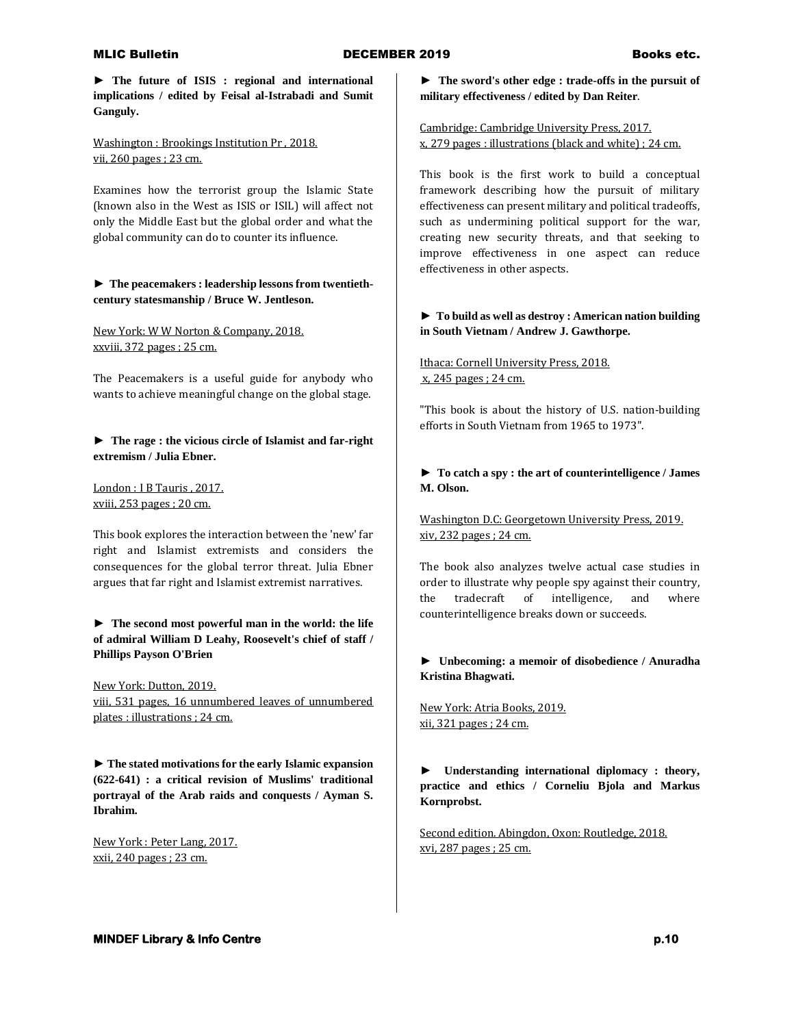► **The future of ISIS : regional and international implications / edited by Feisal al-Istrabadi and Sumit Ganguly.**

Washington : Brookings Institution Pr , 2018.
vii, 260 pages ; 23 cm.

Examines how the terrorist group the Islamic State (known also in the West as ISIS or ISIL) will affect not only the Middle East but the global order and what the global community can do to counter its influence.

► **The peacemakers : leadership lessons from twentieth-century statesmanship / Bruce W. Jentleson.**

New York: W W Norton & Company, 2018.
xxviii, 372 pages ; 25 cm.

The Peacemakers is a useful guide for anybody who wants to achieve meaningful change on the global stage.

► **The rage : the vicious circle of Islamist and far-right extremism / Julia Ebner.**

London : I B Tauris , 2017.
xviii, 253 pages ; 20 cm.

This book explores the interaction between the 'new' far right and Islamist extremists and considers the consequences for the global terror threat. Julia Ebner argues that far right and Islamist extremist narratives.

► **The second most powerful man in the world: the life of admiral William D Leahy, Roosevelt's chief of staff / Phillips Payson O'Brien**

New York: Dutton, 2019.
viii, 531 pages, 16 unnumbered leaves of unnumbered plates : illustrations ; 24 cm.

► **The stated motivations for the early Islamic expansion (622-641) : a critical revision of Muslims' traditional portrayal of the Arab raids and conquests / Ayman S. Ibrahim.**

New York : Peter Lang, 2017.
xxii, 240 pages ; 23 cm.

► **The sword's other edge : trade-offs in the pursuit of military effectiveness / edited by Dan Reiter**.

Cambridge: Cambridge University Press, 2017.
x, 279 pages : illustrations (black and white) ; 24 cm.

This book is the first work to build a conceptual framework describing how the pursuit of military effectiveness can present military and political tradeoffs, such as undermining political support for the war, creating new security threats, and that seeking to improve effectiveness in one aspect can reduce effectiveness in other aspects.

► **To build as well as destroy : American nation building in South Vietnam / Andrew J. Gawthorpe.**

Ithaca: Cornell University Press, 2018.
x, 245 pages ; 24 cm.

"This book is about the history of U.S. nation-building efforts in South Vietnam from 1965 to 1973".

► **To catch a spy : the art of counterintelligence / James M. Olson.**

Washington D.C: Georgetown University Press, 2019.
xiv, 232 pages ; 24 cm.

The book also analyzes twelve actual case studies in order to illustrate why people spy against their country, the tradecraft of intelligence, and where counterintelligence breaks down or succeeds.

► **Unbecoming: a memoir of disobedience / Anuradha Kristina Bhagwati.**

New York: Atria Books, 2019.
xii, 321 pages ; 24 cm.

► **Understanding international diplomacy : theory, practice and ethics / Corneliu Bjola and Markus Kornprobst.**

Second edition. Abingdon, Oxon: Routledge, 2018.
xvi, 287 pages ; 25 cm.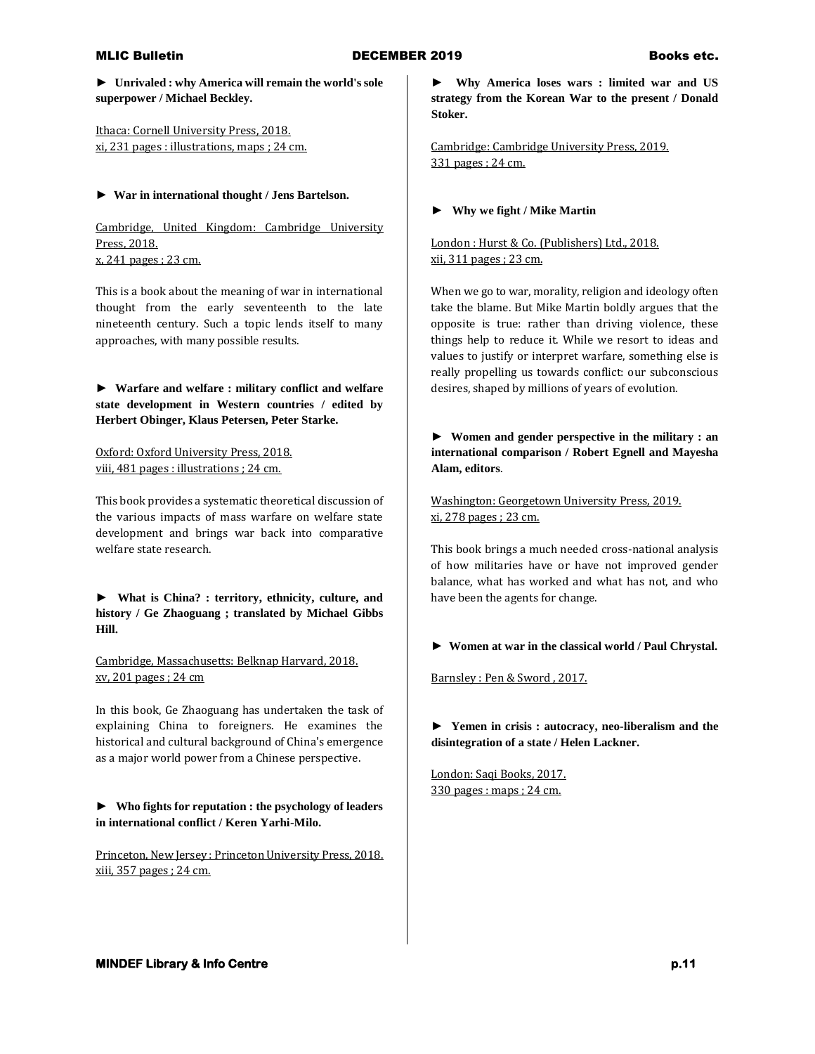**► Unrivaled : why America will remain the world's sole superpower / Michael Beckley.**

Ithaca: Cornell University Press, 2018.
xi, 231 pages : illustrations, maps ; 24 cm.

**► War in international thought / Jens Bartelson.**

Cambridge, United Kingdom: Cambridge University Press, 2018.
x, 241 pages ; 23 cm.

This is a book about the meaning of war in international thought from the early seventeenth to the late nineteenth century. Such a topic lends itself to many approaches, with many possible results.

**► Warfare and welfare : military conflict and welfare state development in Western countries / edited by Herbert Obinger, Klaus Petersen, Peter Starke.**

Oxford: Oxford University Press, 2018.
viii, 481 pages : illustrations ; 24 cm.

This book provides a systematic theoretical discussion of the various impacts of mass warfare on welfare state development and brings war back into comparative welfare state research.

**► What is China? : territory, ethnicity, culture, and history / Ge Zhaoguang ; translated by Michael Gibbs Hill.**

Cambridge, Massachusetts: Belknap Harvard, 2018.
xv, 201 pages ; 24 cm

In this book, Ge Zhaoguang has undertaken the task of explaining China to foreigners. He examines the historical and cultural background of China's emergence as a major world power from a Chinese perspective.

**► Who fights for reputation : the psychology of leaders in international conflict / Keren Yarhi-Milo.**

Princeton, New Jersey : Princeton University Press, 2018.
xiii, 357 pages ; 24 cm.

**► Why America loses wars : limited war and US strategy from the Korean War to the present / Donald Stoker.**

Cambridge: Cambridge University Press, 2019.
331 pages ; 24 cm.

**► Why we fight / Mike Martin**

London : Hurst & Co. (Publishers) Ltd., 2018.
xii, 311 pages ; 23 cm.

When we go to war, morality, religion and ideology often take the blame. But Mike Martin boldly argues that the opposite is true: rather than driving violence, these things help to reduce it. While we resort to ideas and values to justify or interpret warfare, something else is really propelling us towards conflict: our subconscious desires, shaped by millions of years of evolution.

**► Women and gender perspective in the military : an international comparison / Robert Egnell and Mayesha Alam, editors.**

Washington: Georgetown University Press, 2019.
xi, 278 pages ; 23 cm.

This book brings a much needed cross-national analysis of how militaries have or have not improved gender balance, what has worked and what has not, and who have been the agents for change.

**► Women at war in the classical world / Paul Chrystal.**

Barnsley : Pen & Sword , 2017.

**► Yemen in crisis : autocracy, neo-liberalism and the disintegration of a state / Helen Lackner.**

London: Saqi Books, 2017.
330 pages : maps ; 24 cm.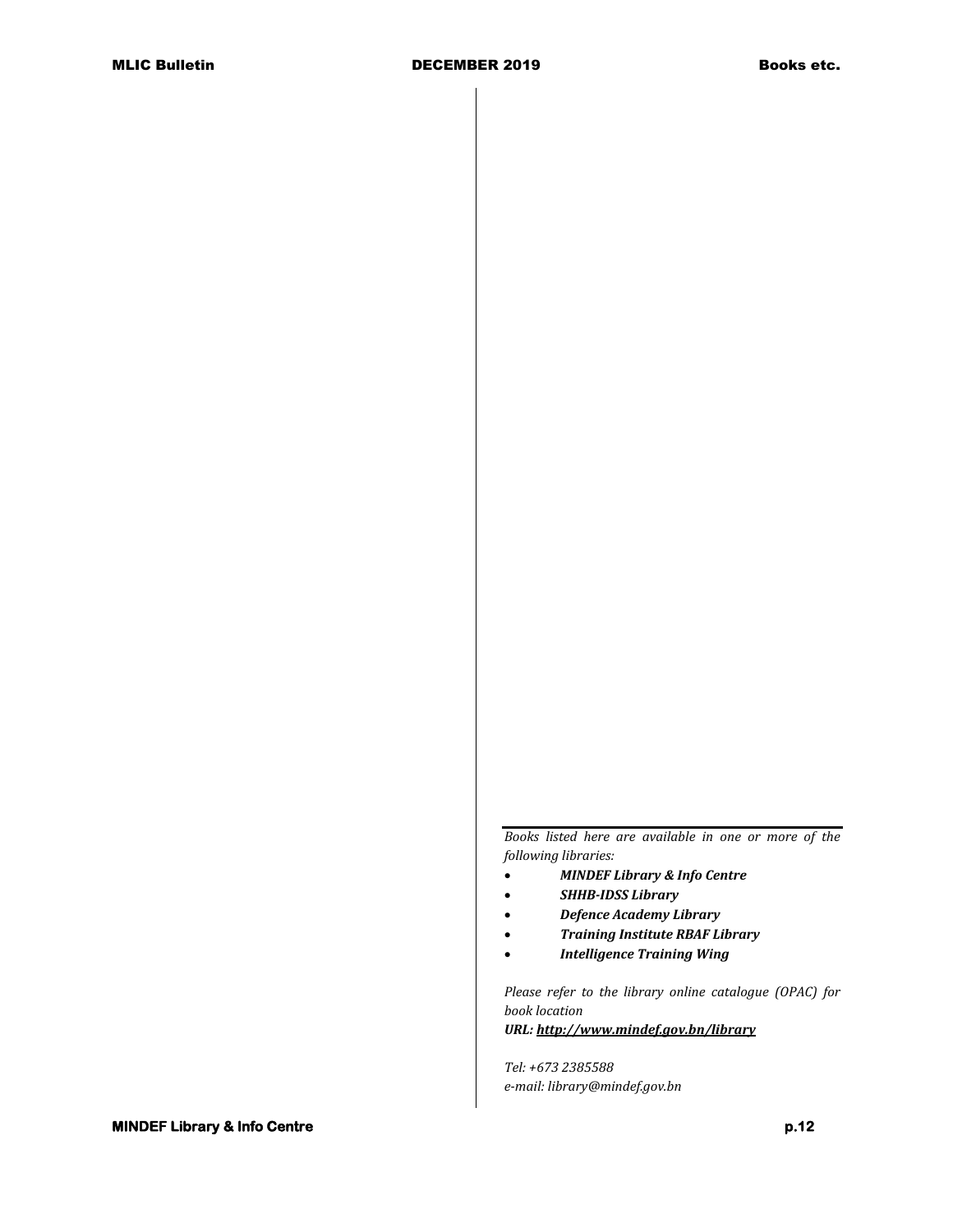*Books listed here are available in one or more of the following libraries:*

- ***MINDEF Library & Info Centre***
- ***SHHB-IDSS Library***
- ***Defence Academy Library***
- ***Training Institute RBAF Library***
- ***Intelligence Training Wing***

*Please refer to the library online catalogue (OPAC) for book location*

***URL: http://www.mindef.gov.bn/library***

*Tel: +673 2385588*

*e-mail: library@mindef.gov.bn*